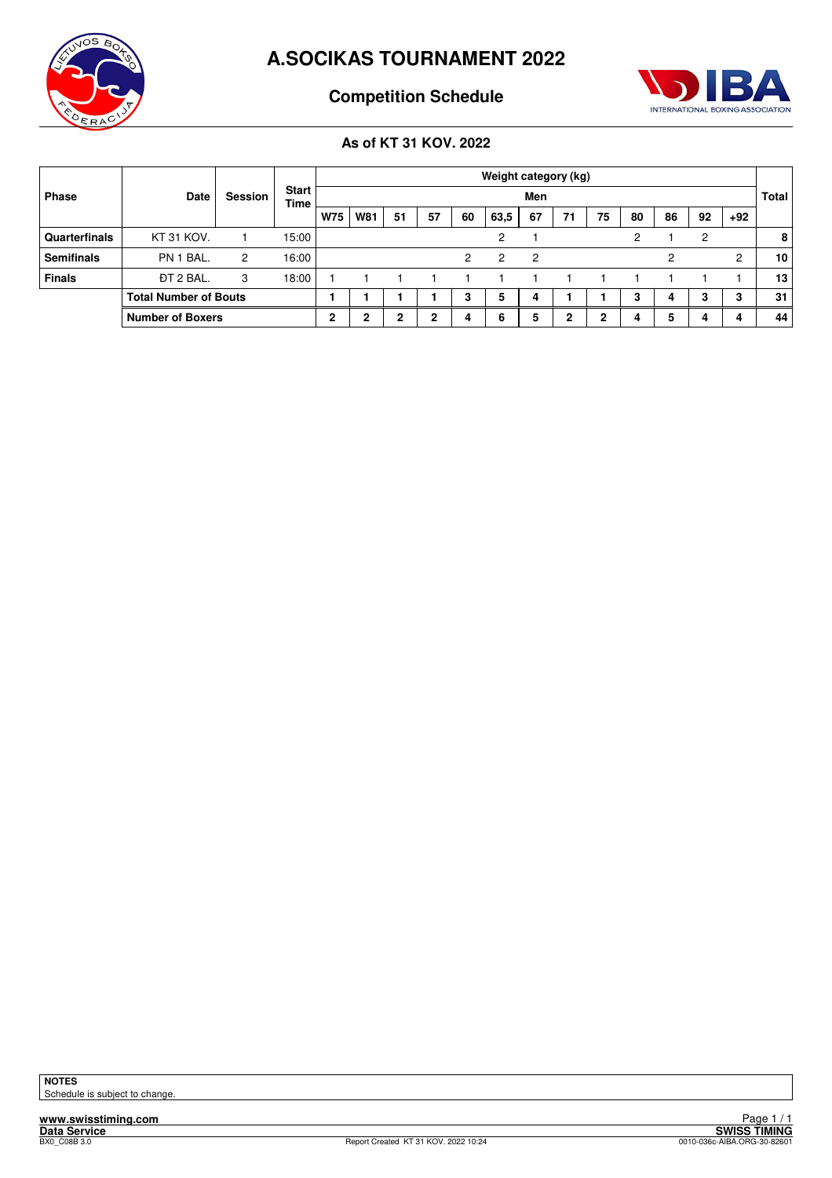# A.SOCIKAS TOURNAMENT 2022

## Competition Schedule

### As of KT 31 KOV. 2022

| Phase | Date | Session | Start Time | Weight category (kg) | | | | | | | | | | | | | Total |
|---|---|---|---|---|---|---|---|---|---|---|---|---|---|---|---|---|---|
| | | | | Men | | | | | | | | | | | | | |
| | | | | W75 | W81 | 51 | 57 | 60 | 63,5 | 67 | 71 | 75 | 80 | 86 | 92 | +92 | |
| **Quarterfinals** | KT 31 KOV. | 1 | 15:00 | | | | | | 2 | 1 | | | 2 | 1 | 2 | | **8** |
| **Semifinals** | PN 1 BAL. | 2 | 16:00 | | | | | 2 | 2 | 2 | | | | 2 | | 2 | **10** |
| **Finals** | ĐT 2 BAL. | 3 | 18:00 | 1 | 1 | 1 | 1 | 1 | 1 | 1 | 1 | 1 | 1 | 1 | 1 | 1 | **13** |
| | **Total Number of Bouts** | | | **1** | **1** | **1** | **1** | **3** | **5** | **4** | **1** | **1** | **3** | **4** | **3** | **3** | **31** |
| | **Number of Boxers** | | | **2** | **2** | **2** | **2** | **4** | **6** | **5** | **2** | **2** | **4** | **5** | **4** | **4** | **44** |

**NOTES**

Schedule is subject to change.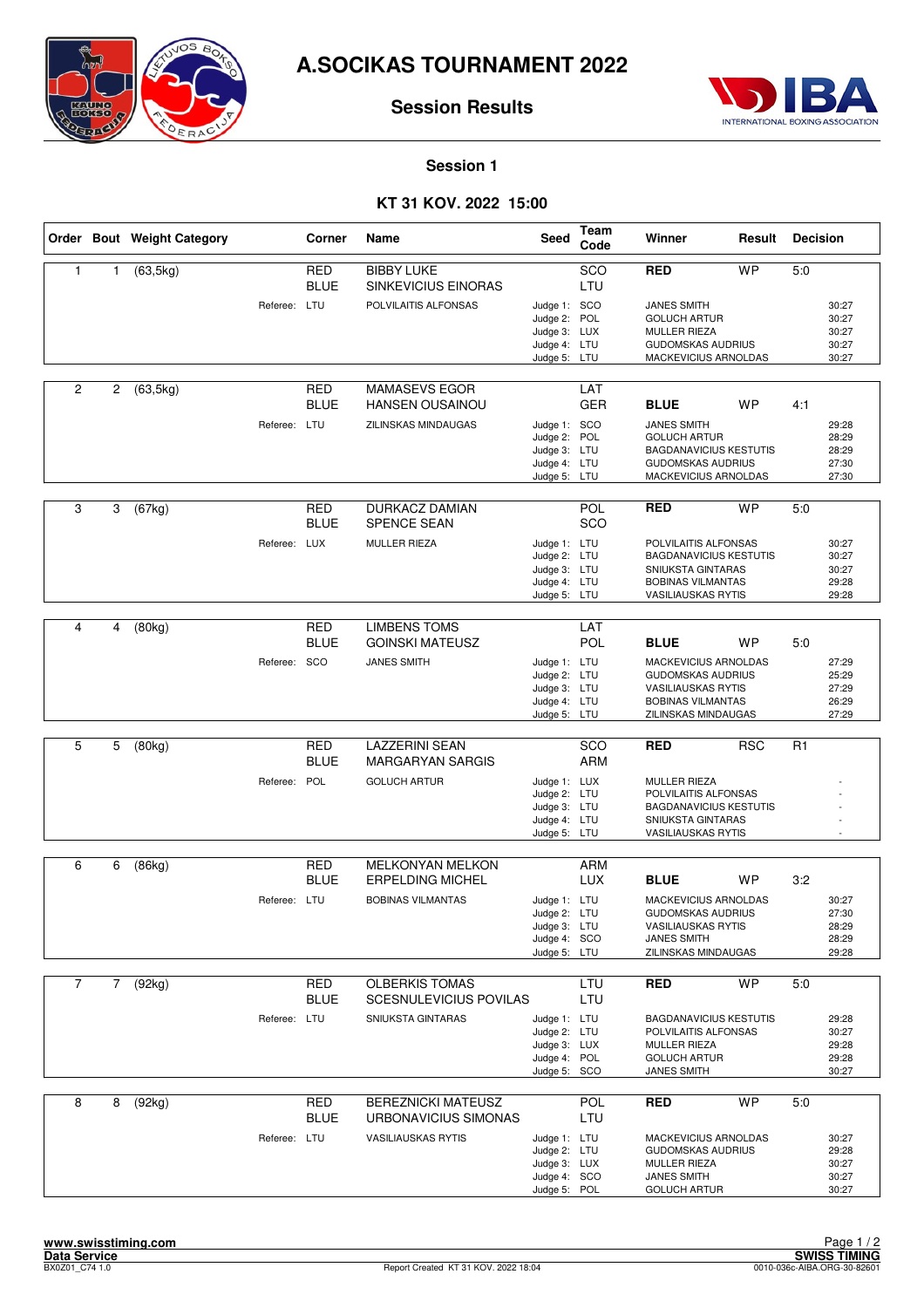# A.SOCIKAS TOURNAMENT 2022

## Session Results

### Session 1

### KT 31 KOV. 2022 15:00

| Order | Bout | Weight Category | Corner | Name | Seed | Team Code | Winner | Result | Decision |
|---|---|---|---|---|---|---|---|---|---|
| 1 | 1 | (63,5kg) | RED | BIBBY LUKE | | SCO | RED | WP | 5:0 |
| | | | BLUE | SINKEVICIUS EINORAS | | LTU | | | |
| | | Referee: | LTU | POLVILAITIS ALFONSAS | Judge 1: | SCO | JANES SMITH | | 30:27 |
| | | | | | Judge 2: | POL | GOLUCH ARTUR | | 30:27 |
| | | | | | Judge 3: | LUX | MULLER RIEZA | | 30:27 |
| | | | | | Judge 4: | LTU | GUDOMSKAS AUDRIUS | | 30:27 |
| | | | | | Judge 5: | LTU | MACKEVICIUS ARNOLDAS | | 30:27 |
| 2 | 2 | (63,5kg) | RED | MAMASEVS EGOR | | LAT | | | |
| | | | BLUE | HANSEN OUSAINOU | | GER | BLUE | WP | 4:1 |
| | | Referee: | LTU | ZILINSKAS MINDAUGAS | Judge 1: | SCO | JANES SMITH | | 29:28 |
| | | | | | Judge 2: | POL | GOLUCH ARTUR | | 28:29 |
| | | | | | Judge 3: | LTU | BAGDANAVICIUS KESTUTIS | | 28:29 |
| | | | | | Judge 4: | LTU | GUDOMSKAS AUDRIUS | | 27:30 |
| | | | | | Judge 5: | LTU | MACKEVICIUS ARNOLDAS | | 27:30 |
| 3 | 3 | (67kg) | RED | DURKACZ DAMIAN | | POL | RED | WP | 5:0 |
| | | | BLUE | SPENCE SEAN | | SCO | | | |
| | | Referee: | LUX | MULLER RIEZA | Judge 1: | LTU | POLVILAITIS ALFONSAS | | 30:27 |
| | | | | | Judge 2: | LTU | BAGDANAVICIUS KESTUTIS | | 30:27 |
| | | | | | Judge 3: | LTU | SNIUKSTA GINTARAS | | 30:27 |
| | | | | | Judge 4: | LTU | BOBINAS VILMANTAS | | 29:28 |
| | | | | | Judge 5: | LTU | VASILIAUSKAS RYTIS | | 29:28 |
| 4 | 4 | (80kg) | RED | LIMBENS TOMS | | LAT | | | |
| | | | BLUE | GOINSKI MATEUSZ | | POL | BLUE | WP | 5:0 |
| | | Referee: | SCO | JANES SMITH | Judge 1: | LTU | MACKEVICIUS ARNOLDAS | | 27:29 |
| | | | | | Judge 2: | LTU | GUDOMSKAS AUDRIUS | | 25:29 |
| | | | | | Judge 3: | LTU | VASILIAUSKAS RYTIS | | 27:29 |
| | | | | | Judge 4: | LTU | BOBINAS VILMANTAS | | 26:29 |
| | | | | | Judge 5: | LTU | ZILINSKAS MINDAUGAS | | 27:29 |
| 5 | 5 | (80kg) | RED | LAZZERINI SEAN | | SCO | RED | RSC | R1 |
| | | | BLUE | MARGARYAN SARGIS | | ARM | | | |
| | | Referee: | POL | GOLUCH ARTUR | Judge 1: | LUX | MULLER RIEZA | | - |
| | | | | | Judge 2: | LTU | POLVILAITIS ALFONSAS | | - |
| | | | | | Judge 3: | LTU | BAGDANAVICIUS KESTUTIS | | - |
| | | | | | Judge 4: | LTU | SNIUKSTA GINTARAS | | - |
| | | | | | Judge 5: | LTU | VASILIAUSKAS RYTIS | | - |
| 6 | 6 | (86kg) | RED | MELKONYAN MELKON | | ARM | | | |
| | | | BLUE | ERPELDING MICHEL | | LUX | BLUE | WP | 3:2 |
| | | Referee: | LTU | BOBINAS VILMANTAS | Judge 1: | LTU | MACKEVICIUS ARNOLDAS | | 30:27 |
| | | | | | Judge 2: | LTU | GUDOMSKAS AUDRIUS | | 27:30 |
| | | | | | Judge 3: | LTU | VASILIAUSKAS RYTIS | | 28:29 |
| | | | | | Judge 4: | SCO | JANES SMITH | | 28:29 |
| | | | | | Judge 5: | LTU | ZILINSKAS MINDAUGAS | | 29:28 |
| 7 | 7 | (92kg) | RED | OLBERKIS TOMAS | | LTU | RED | WP | 5:0 |
| | | | BLUE | SCESNULEVICIUS POVILAS | | LTU | | | |
| | | Referee: | LTU | SNIUKSTA GINTARAS | Judge 1: | LTU | BAGDANAVICIUS KESTUTIS | | 29:28 |
| | | | | | Judge 2: | LTU | POLVILAITIS ALFONSAS | | 30:27 |
| | | | | | Judge 3: | LUX | MULLER RIEZA | | 29:28 |
| | | | | | Judge 4: | POL | GOLUCH ARTUR | | 29:28 |
| | | | | | Judge 5: | SCO | JANES SMITH | | 30:27 |
| 8 | 8 | (92kg) | RED | BEREZNICKI MATEUSZ | | POL | RED | WP | 5:0 |
| | | | BLUE | URBONAVICIUS SIMONAS | | LTU | | | |
| | | Referee: | LTU | VASILIAUSKAS RYTIS | Judge 1: | LTU | MACKEVICIUS ARNOLDAS | | 30:27 |
| | | | | | Judge 2: | LTU | GUDOMSKAS AUDRIUS | | 29:28 |
| | | | | | Judge 3: | LUX | MULLER RIEZA | | 30:27 |
| | | | | | Judge 4: | SCO | JANES SMITH | | 30:27 |
| | | | | | Judge 5: | POL | GOLUCH ARTUR | | 30:27 |

www.swisstiming.com
Data Service
BX0Z01_C74 1.0

Report Created KT 31 KOV. 2022 18:04

SWISS TIMING
0010-036c-AIBA.ORG-30-82601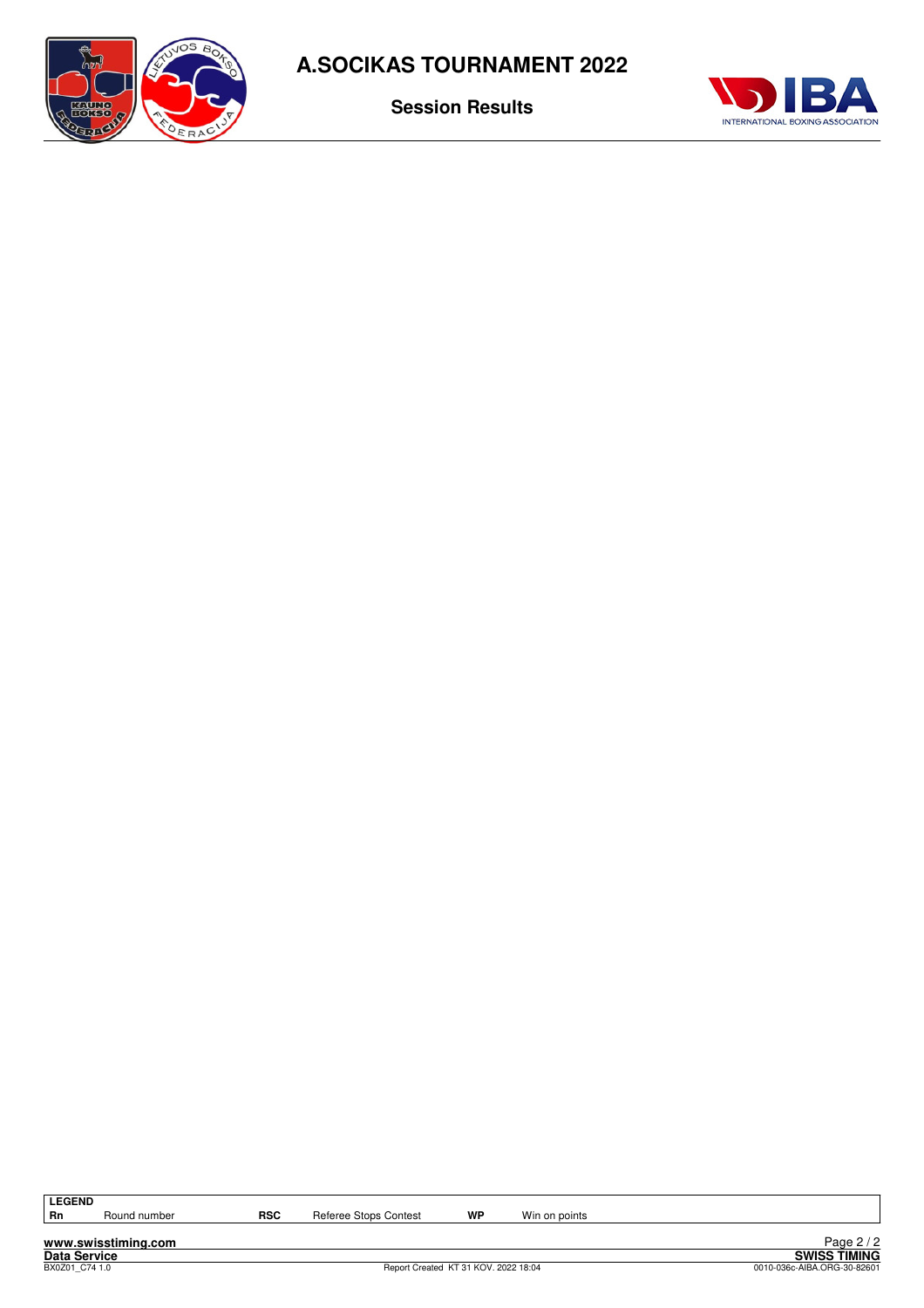# A.SOCIKAS TOURNAMENT 2022

## Session Results

| LEGEND | | | | | |
|---|---|---|---|---|---|
| **Rn** | Round number | **RSC** | Referee Stops Contest | **WP** | Win on points |

**www.swisstiming.com**
**Data Service**
BX0Z01_C74 1.0

Report Created KT 31 KOV. 2022 18:04

**SWISS TIMING**
0010-036c-AIBA.ORG-30-82601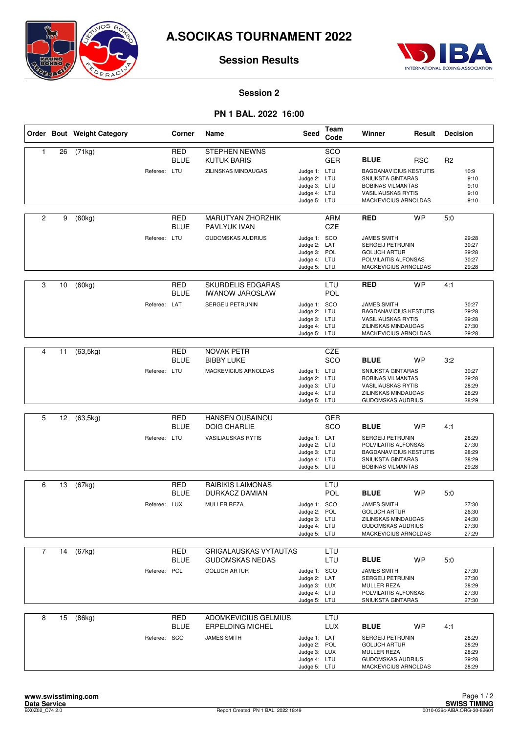# A.SOCIKAS TOURNAMENT 2022

## Session Results

### Session 2

### PN 1 BAL. 2022 16:00

| Order | Bout | Weight Category | Corner | Name | Seed | Team Code | Winner | Result | Decision |
|---|---|---|---|---|---|---|---|---|---|
| 1 | 26 | (71kg) | RED | STEPHEN NEWNS | | SCO | | | |
| | | | BLUE | KUTUK BARIS | | GER | **BLUE** | RSC | R2 |
| | | Referee: LTU | | ZILINSKAS MINDAUGAS | | Judge 1: LTU | BAGDANAVICIUS KESTUTIS | | 10:9 |
| | | | | | | Judge 2: LTU | SNIUKSTA GINTARAS | | 9:10 |
| | | | | | | Judge 3: LTU | BOBINAS VILMANTAS | | 9:10 |
| | | | | | | Judge 4: LTU | VASILIAUSKAS RYTIS | | 9:10 |
| | | | | | | Judge 5: LTU | MACKEVICIUS ARNOLDAS | | 9:10 |
| 2 | 9 | (60kg) | RED | MARUTYAN ZHORZHIK | | ARM | **RED** | WP | 5:0 |
| | | | BLUE | PAVLYUK IVAN | | CZE | | | |
| | | Referee: LTU | | GUDOMSKAS AUDRIUS | | Judge 1: SCO | JAMES SMITH | | 29:28 |
| | | | | | | Judge 2: LAT | SERGEIJ PETRUNIN | | 30:27 |
| | | | | | | Judge 3: POL | GOLUCH ARTUR | | 29:28 |
| | | | | | | Judge 4: LTU | POLVILAITIS ALFONSAS | | 30:27 |
| | | | | | | Judge 5: LTU | MACKEVICIUS ARNOLDAS | | 29:28 |
| 3 | 10 | (60kg) | RED | SKURDELIS EDGARAS | | LTU | **RED** | WP | 4:1 |
| | | | BLUE | IWANOW JAROSLAW | | POL | | | |
| | | Referee: LAT | | SERGEIJ PETRUNIN | | Judge 1: SCO | JAMES SMITH | | 30:27 |
| | | | | | | Judge 2: LTU | BAGDANAVICIUS KESTUTIS | | 29:28 |
| | | | | | | Judge 3: LTU | VASILIAUSKAS RYTIS | | 29:28 |
| | | | | | | Judge 4: LTU | ZILINSKAS MINDAUGAS | | 27:30 |
| | | | | | | Judge 5: LTU | MACKEVICIUS ARNOLDAS | | 29:28 |
| 4 | 11 | (63,5kg) | RED | NOVAK PETR | | CZE | | | |
| | | | BLUE | BIBBY LUKE | | SCO | **BLUE** | WP | 3:2 |
| | | Referee: LTU | | MACKEVICIUS ARNOLDAS | | Judge 1: LTU | SNIUKSTA GINTARAS | | 30:27 |
| | | | | | | Judge 2: LTU | BOBINAS VILMANTAS | | 29:28 |
| | | | | | | Judge 3: LTU | VASILIAUSKAS RYTIS | | 28:29 |
| | | | | | | Judge 4: LTU | ZILINSKAS MINDAUGAS | | 28:29 |
| | | | | | | Judge 5: LTU | GUDOMSKAS AUDRIUS | | 28:29 |
| 5 | 12 | (63,5kg) | RED | HANSEN OUSAINOU | | GER | | | |
| | | | BLUE | DOIG CHARLIE | | SCO | **BLUE** | WP | 4:1 |
| | | Referee: LTU | | VASILIAUSKAS RYTIS | | Judge 1: LAT | SERGEIJ PETRUNIN | | 28:29 |
| | | | | | | Judge 2: LTU | POLVILAITIS ALFONSAS | | 27:30 |
| | | | | | | Judge 3: LTU | BAGDANAVICIUS KESTUTIS | | 28:29 |
| | | | | | | Judge 4: LTU | SNIUKSTA GINTARAS | | 28:29 |
| | | | | | | Judge 5: LTU | BOBINAS VILMANTAS | | 29:28 |
| 6 | 13 | (67kg) | RED | RAIBIKIS LAIMONAS | | LTU | | | |
| | | | BLUE | DURKACZ DAMIAN | | POL | **BLUE** | WP | 5:0 |
| | | Referee: LUX | | MULLER REZA | | Judge 1: SCO | JAMES SMITH | | 27:30 |
| | | | | | | Judge 2: POL | GOLUCH ARTUR | | 26:30 |
| | | | | | | Judge 3: LTU | ZILINSKAS MINDAUGAS | | 24:30 |
| | | | | | | Judge 4: LTU | GUDOMSKAS AUDRIUS | | 27:30 |
| | | | | | | Judge 5: LTU | MACKEVICIUS ARNOLDAS | | 27:29 |
| 7 | 14 | (67kg) | RED | GRIGALAUSKAS VYTAUTAS | | LTU | | | |
| | | | BLUE | GUDOMSKAS NEDAS | | LTU | **BLUE** | WP | 5:0 |
| | | Referee: POL | | GOLUCH ARTUR | | Judge 1: SCO | JAMES SMITH | | 27:30 |
| | | | | | | Judge 2: LAT | SERGEIJ PETRUNIN | | 27:30 |
| | | | | | | Judge 3: LUX | MULLER REZA | | 28:29 |
| | | | | | | Judge 4: LTU | POLVILAITIS ALFONSAS | | 27:30 |
| | | | | | | Judge 5: LTU | SNIUKSTA GINTARAS | | 27:30 |
| 8 | 15 | (86kg) | RED | ADOMKEVICIUS GELMIUS | | LTU | | | |
| | | | BLUE | ERPELDING MICHEL | | LUX | **BLUE** | WP | 4:1 |
| | | Referee: SCO | | JAMES SMITH | | Judge 1: LAT | SERGEIJ PETRUNIN | | 28:29 |
| | | | | | | Judge 2: POL | GOLUCH ARTUR | | 28:29 |
| | | | | | | Judge 3: LUX | MULLER REZA | | 28:29 |
| | | | | | | Judge 4: LTU | GUDOMSKAS AUDRIUS | | 29:28 |
| | | | | | | Judge 5: LTU | MACKEVICIUS ARNOLDAS | | 28:29 |

www.swisstiming.com
Data Service
BX0Z02_C74 2.0

Report Created PN 1 BAL. 2022 18:49

SWISS TIMING
0010-036c-AIBA.ORG-30-82601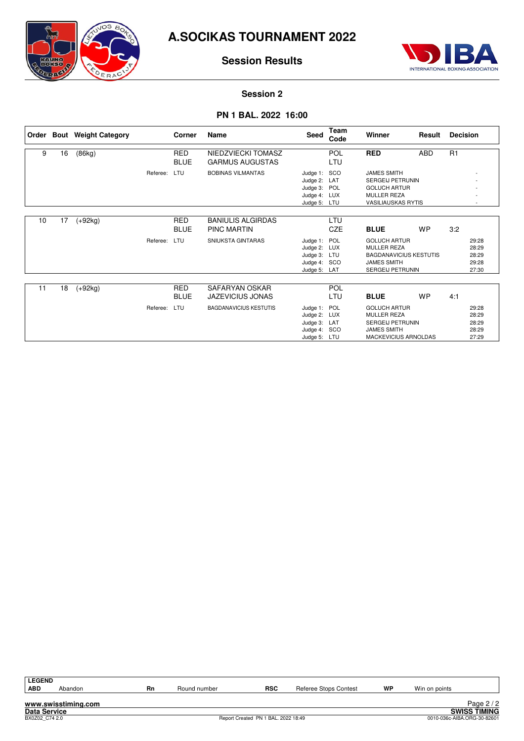# A.SOCIKAS TOURNAMENT 2022

## Session Results

### Session 2

### PN 1 BAL. 2022 16:00

| Order | Bout | Weight Category | | Corner | Name | Seed | Team Code | Winner | Result | Decision |
|---|---|---|---|---|---|---|---|---|---|---|
| 9 | 16 | (86kg) | | RED | NIEDZVIECKI TOMASZ | | POL | **RED** | ABD | R1 |
| | | | | BLUE | GARMUS AUGUSTAS | | LTU | | | |
| | | | Referee: | LTU | BOBINAS VILMANTAS | Judge 1: | SCO | JAMES SMITH | | - |
| | | | | | | Judge 2: | LAT | SERGEIJ PETRUNIN | | - |
| | | | | | | Judge 3: | POL | GOLUCH ARTUR | | - |
| | | | | | | Judge 4: | LUX | MULLER REZA | | - |
| | | | | | | Judge 5: | LTU | VASILIAUSKAS RYTIS | | - |
| 10 | 17 | (+92kg) | | RED | BANIULIS ALGIRDAS | | LTU | | | |
| | | | | BLUE | PINC MARTIN | | CZE | **BLUE** | WP | 3:2 |
| | | | Referee: | LTU | SNIUKSTA GINTARAS | Judge 1: | POL | GOLUCH ARTUR | | 29:28 |
| | | | | | | Judge 2: | LUX | MULLER REZA | | 28:29 |
| | | | | | | Judge 3: | LTU | BAGDANAVICIUS KESTUTIS | | 28:29 |
| | | | | | | Judge 4: | SCO | JAMES SMITH | | 29:28 |
| | | | | | | Judge 5: | LAT | SERGEIJ PETRUNIN | | 27:30 |
| 11 | 18 | (+92kg) | | RED | SAFARYAN OSKAR | | POL | | | |
| | | | | BLUE | JAZEVICIUS JONAS | | LTU | **BLUE** | WP | 4:1 |
| | | | Referee: | LTU | BAGDANAVICIUS KESTUTIS | Judge 1: | POL | GOLUCH ARTUR | | 29:28 |
| | | | | | | Judge 2: | LUX | MULLER REZA | | 28:29 |
| | | | | | | Judge 3: | LAT | SERGEIJ PETRUNIN | | 28:29 |
| | | | | | | Judge 4: | SCO | JAMES SMITH | | 28:29 |
| | | | | | | Judge 5: | LTU | MACKEVICIUS ARNOLDAS | | 27:29 |

**LEGEND**

| ABD | Abandon | Rn | Round number | RSC | Referee Stops Contest | WP | Win on points |
|---|---|---|---|---|---|---|---|

www.swisstiming.com
Data Service
BX0Z02_C74 2.0
Report Created PN 1 BAL. 2022 18:49
SWISS TIMING
0010-036c-AIBA.ORG-30-82601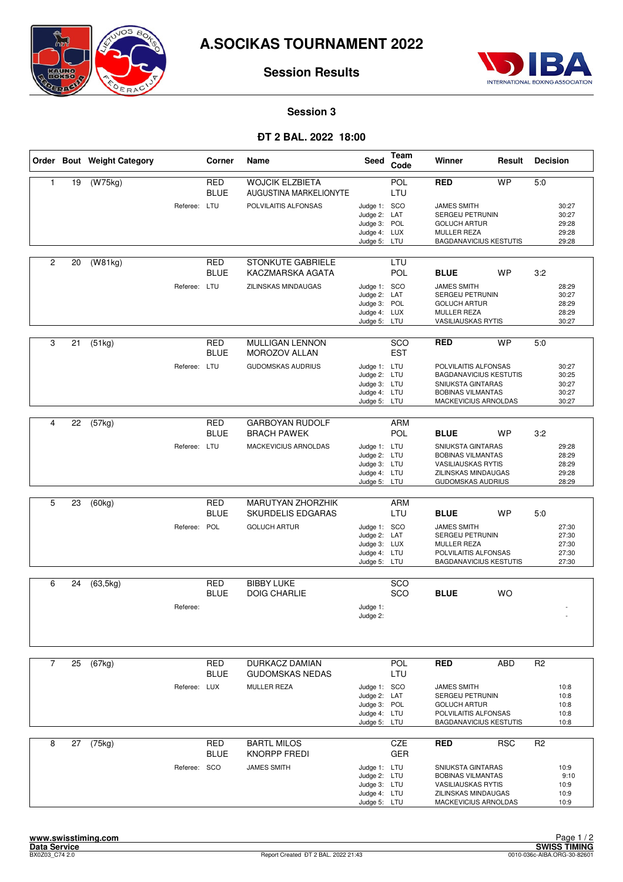# A.SOCIKAS TOURNAMENT 2022

## Session Results

### Session 3

### ĐT 2 BAL. 2022 18:00

| Order | Bout | Weight Category | Corner | Name | Seed | Team Code | Winner | Result | Decision |
|---|---|---|---|---|---|---|---|---|---|
| 1 | 19 | (W75kg) | RED | WOJCIK ELZBIETA | | POL | RED | WP | 5:0 |
| | | | BLUE | AUGUSTINA MARKELIONYTE | | LTU | | | |
| | | Referee: | LTU | POLVILAITIS ALFONSAS | Judge 1: | SCO | JAMES SMITH | | 30:27 |
| | | | | | Judge 2: | LAT | SERGEIJ PETRUNIN | | 30:27 |
| | | | | | Judge 3: | POL | GOLUCH ARTUR | | 29:28 |
| | | | | | Judge 4: | LUX | MULLER REZA | | 29:28 |
| | | | | | Judge 5: | LTU | BAGDANAVICIUS KESTUTIS | | 29:28 |
| 2 | 20 | (W81kg) | RED | STONKUTE GABRIELE | | LTU | | | |
| | | | BLUE | KACZMARSKA AGATA | | POL | BLUE | WP | 3:2 |
| | | Referee: | LTU | ZILINSKAS MINDAUGAS | Judge 1: | SCO | JAMES SMITH | | 28:29 |
| | | | | | Judge 2: | LAT | SERGEIJ PETRUNIN | | 30:27 |
| | | | | | Judge 3: | POL | GOLUCH ARTUR | | 28:29 |
| | | | | | Judge 4: | LUX | MULLER REZA | | 28:29 |
| | | | | | Judge 5: | LTU | VASILIAUSKAS RYTIS | | 30:27 |
| 3 | 21 | (51kg) | RED | MULLIGAN LENNON | | SCO | RED | WP | 5:0 |
| | | | BLUE | MOROZOV ALLAN | | EST | | | |
| | | Referee: | LTU | GUDOMSKAS AUDRIUS | Judge 1: | LTU | POLVILAITIS ALFONSAS | | 30:27 |
| | | | | | Judge 2: | LTU | BAGDANAVICIUS KESTUTIS | | 30:25 |
| | | | | | Judge 3: | LTU | SNIUKSTA GINTARAS | | 30:27 |
| | | | | | Judge 4: | LTU | BOBINAS VILMANTAS | | 30:27 |
| | | | | | Judge 5: | LTU | MACKEVICIUS ARNOLDAS | | 30:27 |
| 4 | 22 | (57kg) | RED | GARBOYAN RUDOLF | | ARM | | | |
| | | | BLUE | BRACH PAWEK | | POL | BLUE | WP | 3:2 |
| | | Referee: | LTU | MACKEVICIUS ARNOLDAS | Judge 1: | LTU | SNIUKSTA GINTARAS | | 29:28 |
| | | | | | Judge 2: | LTU | BOBINAS VILMANTAS | | 28:29 |
| | | | | | Judge 3: | LTU | VASILIAUSKAS RYTIS | | 28:29 |
| | | | | | Judge 4: | LTU | ZILINSKAS MINDAUGAS | | 29:28 |
| | | | | | Judge 5: | LTU | GUDOMSKAS AUDRIUS | | 28:29 |
| 5 | 23 | (60kg) | RED | MARUTYAN ZHORZHIK | | ARM | | | |
| | | | BLUE | SKURDELIS EDGARAS | | LTU | BLUE | WP | 5:0 |
| | | Referee: | POL | GOLUCH ARTUR | Judge 1: | SCO | JAMES SMITH | | 27:30 |
| | | | | | Judge 2: | LAT | SERGEIJ PETRUNIN | | 27:30 |
| | | | | | Judge 3: | LUX | MULLER REZA | | 27:30 |
| | | | | | Judge 4: | LTU | POLVILAITIS ALFONSAS | | 27:30 |
| | | | | | Judge 5: | LTU | BAGDANAVICIUS KESTUTIS | | 27:30 |
| 6 | 24 | (63,5kg) | RED | BIBBY LUKE | | SCO | | | |
| | | | BLUE | DOIG CHARLIE | | SCO | BLUE | WO | |
| | | Referee: | | | Judge 1: | | | | - |
| | | | | | Judge 2: | | | | - |
| 7 | 25 | (67kg) | RED | DURKACZ DAMIAN | | POL | RED | ABD | R2 |
| | | | BLUE | GUDOMSKAS NEDAS | | LTU | | | |
| | | Referee: | LUX | MULLER REZA | Judge 1: | SCO | JAMES SMITH | | 10:8 |
| | | | | | Judge 2: | LAT | SERGEIJ PETRUNIN | | 10:8 |
| | | | | | Judge 3: | POL | GOLUCH ARTUR | | 10:8 |
| | | | | | Judge 4: | LTU | POLVILAITIS ALFONSAS | | 10:8 |
| | | | | | Judge 5: | LTU | BAGDANAVICIUS KESTUTIS | | 10:8 |
| 8 | 27 | (75kg) | RED | BARTL MILOS | | CZE | RED | RSC | R2 |
| | | | BLUE | KNORPP FREDI | | GER | | | |
| | | Referee: | SCO | JAMES SMITH | Judge 1: | LTU | SNIUKSTA GINTARAS | | 10:9 |
| | | | | | Judge 2: | LTU | BOBINAS VILMANTAS | | 9:10 |
| | | | | | Judge 3: | LTU | VASILIAUSKAS RYTIS | | 10:9 |
| | | | | | Judge 4: | LTU | ZILINSKAS MINDAUGAS | | 10:9 |
| | | | | | Judge 5: | LTU | MACKEVICIUS ARNOLDAS | | 10:9 |

www.swisstiming.com
Data Service
BX0Z03_C74 2.0

Report Created ĐT 2 BAL. 2022 21:43

SWISS TIMING
0010-036c-AIBA.ORG-30-82601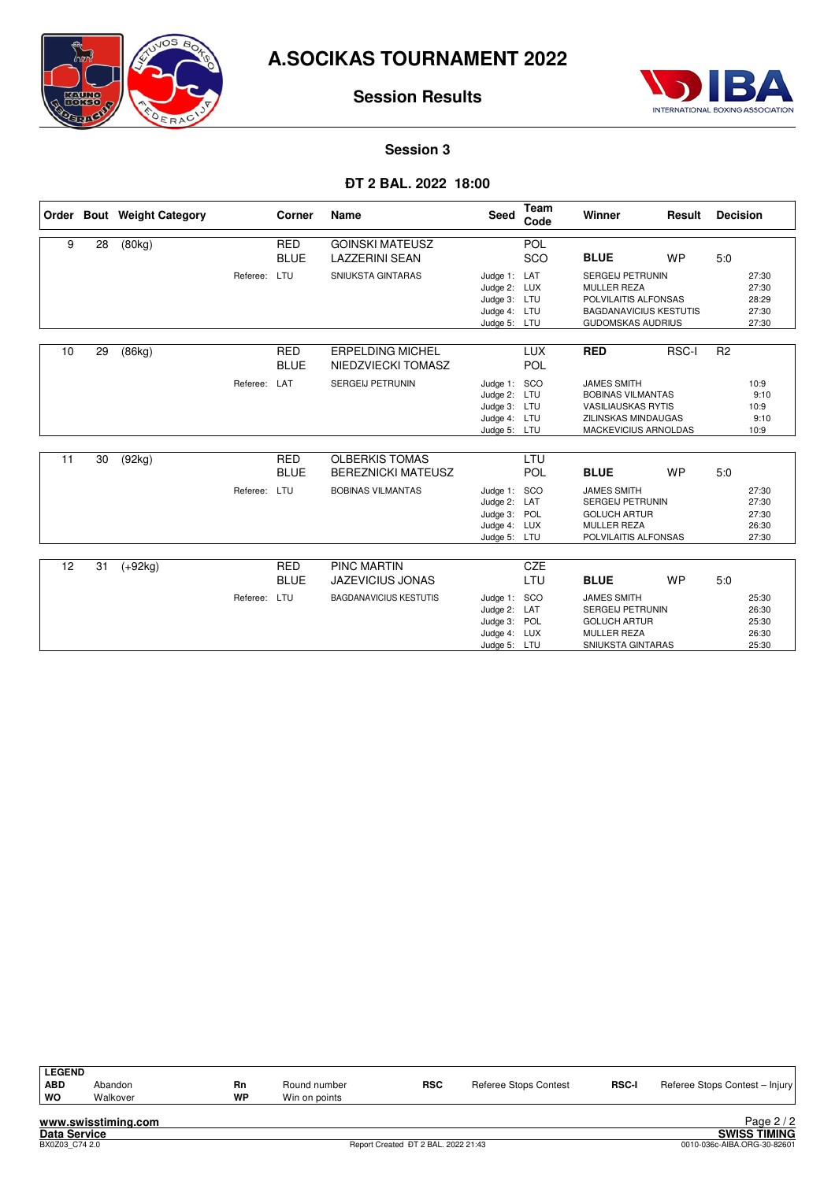# A.SOCIKAS TOURNAMENT 2022

## Session Results

### Session 3

### ÐT 2 BAL. 2022 18:00

| Order | Bout | Weight Category | Corner | Name | Seed | Team Code | Winner | Result | Decision |
|---|---|---|---|---|---|---|---|---|---|
| 9 | 28 | (80kg) | RED | GOINSKI MATEUSZ | | POL | | | |
| | | | BLUE | LAZZERINI SEAN | | SCO | **BLUE** | WP | 5:0 |
| | | | Referee: LTU | SNIUKSTA GINTARAS | Judge 1: | LAT | SERGEIJ PETRUNIN | | 27:30 |
| | | | | | Judge 2: | LUX | MULLER REZA | | 27:30 |
| | | | | | Judge 3: | LTU | POLVILAITIS ALFONSAS | | 28:29 |
| | | | | | Judge 4: | LTU | BAGDANAVICIUS KESTUTIS | | 27:30 |
| | | | | | Judge 5: | LTU | GUDOMSKAS AUDRIUS | | 27:30 |
| 10 | 29 | (86kg) | RED | ERPELDING MICHEL | | LUX | **RED** | RSC-I | R2 |
| | | | BLUE | NIEDZVIECKI TOMASZ | | POL | | | |
| | | | Referee: LAT | SERGEIJ PETRUNIN | Judge 1: | SCO | JAMES SMITH | | 10:9 |
| | | | | | Judge 2: | LTU | BOBINAS VILMANTAS | | 9:10 |
| | | | | | Judge 3: | LTU | VASILIAUSKAS RYTIS | | 10:9 |
| | | | | | Judge 4: | LTU | ZILINSKAS MINDAUGAS | | 9:10 |
| | | | | | Judge 5: | LTU | MACKEVICIUS ARNOLDAS | | 10:9 |
| 11 | 30 | (92kg) | RED | OLBERKIS TOMAS | | LTU | | | |
| | | | BLUE | BEREZNICKI MATEUSZ | | POL | **BLUE** | WP | 5:0 |
| | | | Referee: LTU | BOBINAS VILMANTAS | Judge 1: | SCO | JAMES SMITH | | 27:30 |
| | | | | | Judge 2: | LAT | SERGEIJ PETRUNIN | | 27:30 |
| | | | | | Judge 3: | POL | GOLUCH ARTUR | | 27:30 |
| | | | | | Judge 4: | LUX | MULLER REZA | | 26:30 |
| | | | | | Judge 5: | LTU | POLVILAITIS ALFONSAS | | 27:30 |
| 12 | 31 | (+92kg) | RED | PINC MARTIN | | CZE | | | |
| | | | BLUE | JAZEVICIUS JONAS | | LTU | **BLUE** | WP | 5:0 |
| | | | Referee: LTU | BAGDANAVICIUS KESTUTIS | Judge 1: | SCO | JAMES SMITH | | 25:30 |
| | | | | | Judge 2: | LAT | SERGEIJ PETRUNIN | | 26:30 |
| | | | | | Judge 3: | POL | GOLUCH ARTUR | | 25:30 |
| | | | | | Judge 4: | LUX | MULLER REZA | | 26:30 |
| | | | | | Judge 5: | LTU | SNIUKSTA GINTARAS | | 25:30 |

**LEGEND**

| | | | | | | | |
|---|---|---|---|---|---|---|---|
| **ABD** | Abandon | **Rn** | Round number | **RSC** | Referee Stops Contest | **RSC-I** | Referee Stops Contest – Injury |
| **WO** | Walkover | **WP** | Win on points | | | | |

www.swisstiming.com
Data Service
BX0Z03_C74 2.0
Report Created ÐT 2 BAL. 2022 21:43
SWISS TIMING
0010-036c-AIBA.ORG-30-82601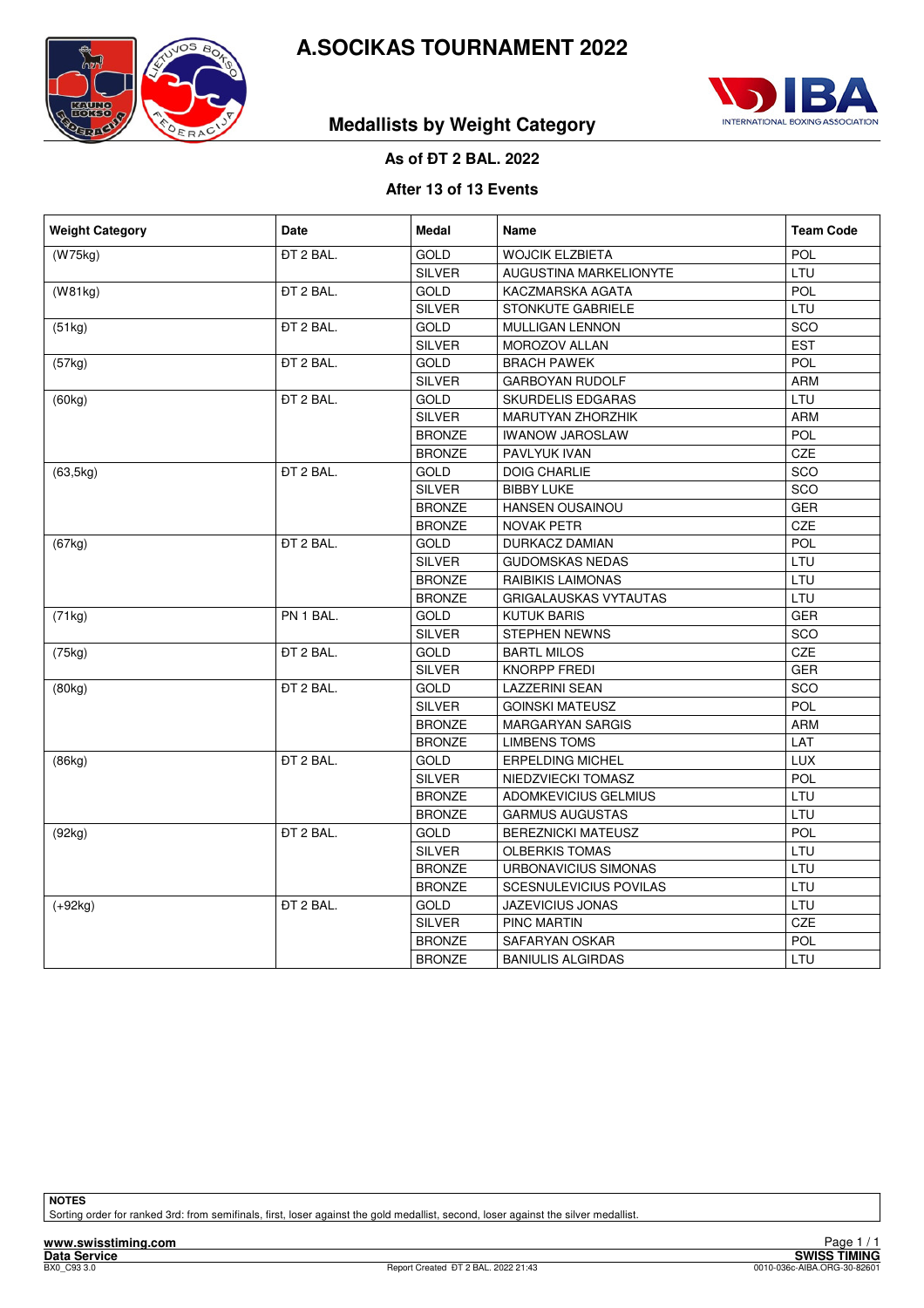# A.SOCIKAS TOURNAMENT 2022

## Medallists by Weight Category

**As of ĐT 2 BAL. 2022**

**After 13 of 13 Events**

| Weight Category | Date | Medal | Name | Team Code |
|---|---|---|---|---|
| (W75kg) | ĐT 2 BAL. | GOLD | WOJCIK ELZBIETA | POL |
| | | SILVER | AUGUSTINA MARKELIONYTE | LTU |
| (W81kg) | ĐT 2 BAL. | GOLD | KACZMARSKA AGATA | POL |
| | | SILVER | STONKUTE GABRIELE | LTU |
| (51kg) | ĐT 2 BAL. | GOLD | MULLIGAN LENNON | SCO |
| | | SILVER | MOROZOV ALLAN | EST |
| (57kg) | ĐT 2 BAL. | GOLD | BRACH PAWEK | POL |
| | | SILVER | GARBOYAN RUDOLF | ARM |
| (60kg) | ĐT 2 BAL. | GOLD | SKURDELIS EDGARAS | LTU |
| | | SILVER | MARUTYAN ZHORZHIK | ARM |
| | | BRONZE | IWANOW JAROSLAW | POL |
| | | BRONZE | PAVLYUK IVAN | CZE |
| (63,5kg) | ĐT 2 BAL. | GOLD | DOIG CHARLIE | SCO |
| | | SILVER | BIBBY LUKE | SCO |
| | | BRONZE | HANSEN OUSAINOU | GER |
| | | BRONZE | NOVAK PETR | CZE |
| (67kg) | ĐT 2 BAL. | GOLD | DURKACZ DAMIAN | POL |
| | | SILVER | GUDOMSKAS NEDAS | LTU |
| | | BRONZE | RAIBIKIS LAIMONAS | LTU |
| | | BRONZE | GRIGALAUSKAS VYTAUTAS | LTU |
| (71kg) | PN 1 BAL. | GOLD | KUTUK BARIS | GER |
| | | SILVER | STEPHEN NEWNS | SCO |
| (75kg) | ĐT 2 BAL. | GOLD | BARTL MILOS | CZE |
| | | SILVER | KNORPP FREDI | GER |
| (80kg) | ĐT 2 BAL. | GOLD | LAZZERINI SEAN | SCO |
| | | SILVER | GOINSKI MATEUSZ | POL |
| | | BRONZE | MARGARYAN SARGIS | ARM |
| | | BRONZE | LIMBENS TOMS | LAT |
| (86kg) | ĐT 2 BAL. | GOLD | ERPELDING MICHEL | LUX |
| | | SILVER | NIEDZVIECKI TOMASZ | POL |
| | | BRONZE | ADOMKEVICIUS GELMIUS | LTU |
| | | BRONZE | GARMUS AUGUSTAS | LTU |
| (92kg) | ĐT 2 BAL. | GOLD | BEREZNICKI MATEUSZ | POL |
| | | SILVER | OLBERKIS TOMAS | LTU |
| | | BRONZE | URBONAVICIUS SIMONAS | LTU |
| | | BRONZE | SCESNULEVICIUS POVILAS | LTU |
| (+92kg) | ĐT 2 BAL. | GOLD | JAZEVICIUS JONAS | LTU |
| | | SILVER | PINC MARTIN | CZE |
| | | BRONZE | SAFARYAN OSKAR | POL |
| | | BRONZE | BANIULIS ALGIRDAS | LTU |

**NOTES**

Sorting order for ranked 3rd: from semifinals, first, loser against the gold medallist, second, loser against the silver medallist.